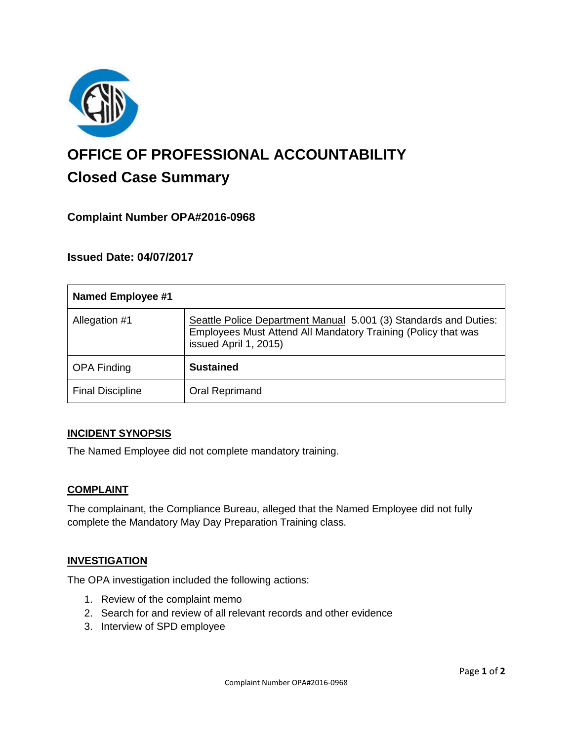# OFFICE OF PROFESSIONAL ACCOUNTABILITY

## Closed Case Summary

### Complaint Number OPA#2016-0968

### Issued Date: 04/07/2017

| Named Employee #1 | |
|---|---|
| Allegation #1 | Seattle Police Department Manual 5.001 (3) Standards and Duties: Employees Must Attend All Mandatory Training (Policy that was issued April 1, 2015) |
| OPA Finding | **Sustained** |
| Final Discipline | Oral Reprimand |

**INCIDENT SYNOPSIS**

The Named Employee did not complete mandatory training.

**COMPLAINT**

The complainant, the Compliance Bureau, alleged that the Named Employee did not fully complete the Mandatory May Day Preparation Training class.

**INVESTIGATION**

The OPA investigation included the following actions:

1. Review of the complaint memo
2. Search for and review of all relevant records and other evidence
3. Interview of SPD employee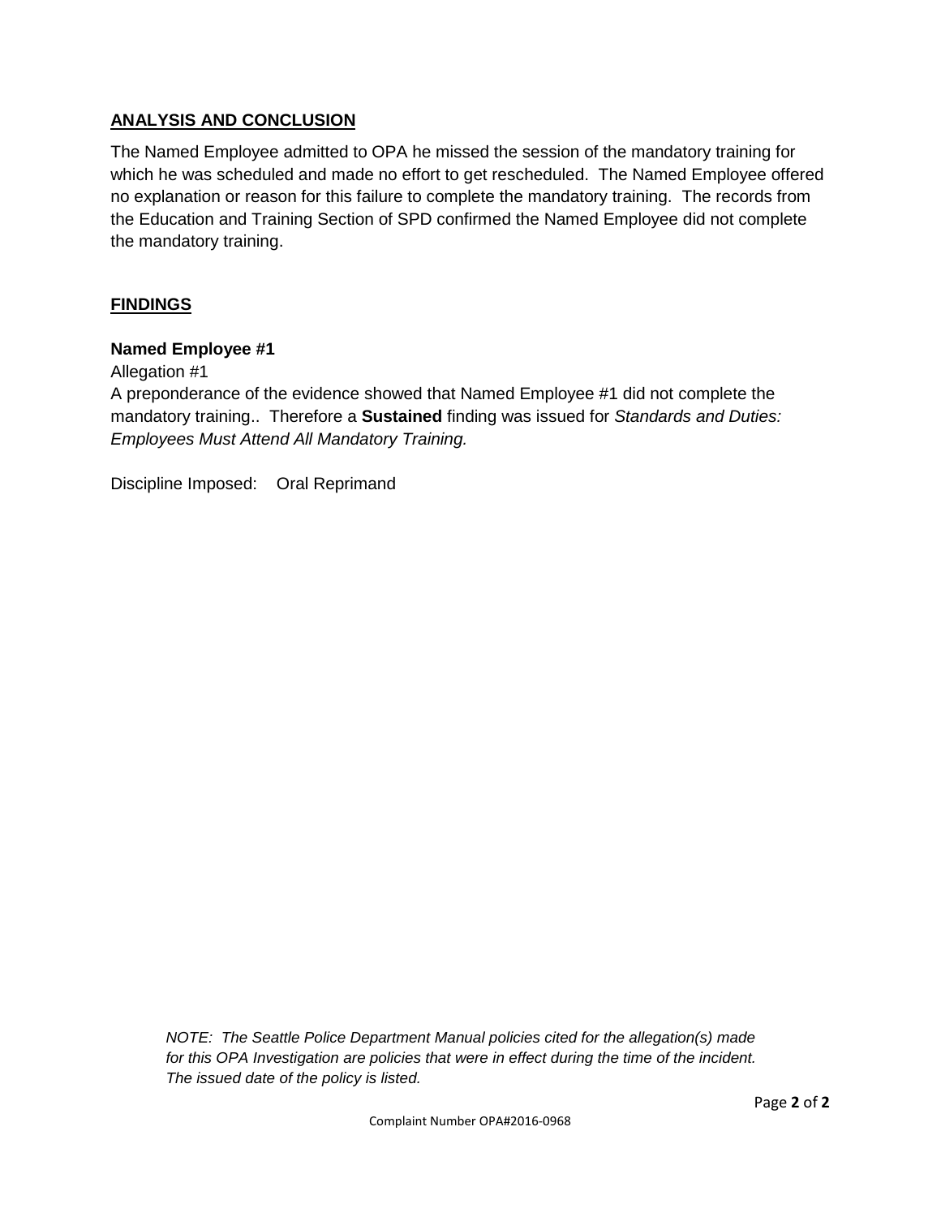## ANALYSIS AND CONCLUSION

The Named Employee admitted to OPA he missed the session of the mandatory training for which he was scheduled and made no effort to get rescheduled. The Named Employee offered no explanation or reason for this failure to complete the mandatory training. The records from the Education and Training Section of SPD confirmed the Named Employee did not complete the mandatory training.

## FINDINGS

**Named Employee #1**

Allegation #1

A preponderance of the evidence showed that Named Employee #1 did not complete the mandatory training.. Therefore a **Sustained** finding was issued for *Standards and Duties: Employees Must Attend All Mandatory Training.*

Discipline Imposed: Oral Reprimand

*NOTE: The Seattle Police Department Manual policies cited for the allegation(s) made for this OPA Investigation are policies that were in effect during the time of the incident. The issued date of the policy is listed.*

Complaint Number OPA#2016-0968